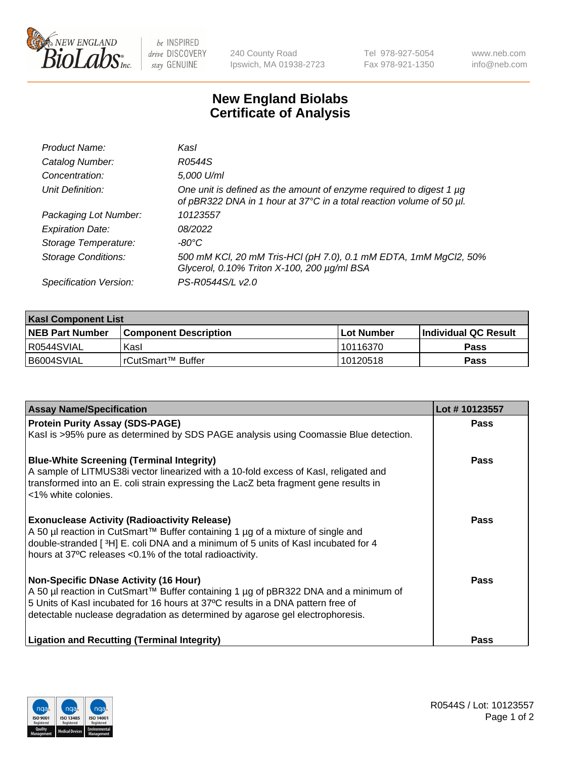New England Biolabs, 240 County Road, Ipswich, MA 01938-2723
Tel 978-927-5054, Fax 978-921-1350
www.neb.com, info@neb.com

# New England Biolabs
# Certificate of Analysis

| | |
|---|---|
| *Product Name:* | *KasI* |
| *Catalog Number:* | *R0544S* |
| *Concentration:* | *5,000 U/ml* |
| *Unit Definition:* | *One unit is defined as the amount of enzyme required to digest 1 µg of pBR322 DNA in 1 hour at 37°C in a total reaction volume of 50 µl.* |
| *Packaging Lot Number:* | *10123557* |
| *Expiration Date:* | *08/2022* |
| *Storage Temperature:* | *-80°C* |
| *Storage Conditions:* | *500 mM KCl, 20 mM Tris-HCl (pH 7.0), 0.1 mM EDTA, 1mM $MgCl_2$, 50% Glycerol, 0.10% Triton X-100, 200 µg/ml BSA* |
| *Specification Version:* | *PS-R0544S/L v2.0* |

| **KasI Component List** | | | |
|---|---|---|---|
| **NEB Part Number** | **Component Description** | **Lot Number** | **Individual QC Result** |
| R0544SVIAL | KasI | 10116370 | **Pass** |
| B6004SVIAL | rCutSmart™ Buffer | 10120518 | **Pass** |

| **Assay Name/Specification** | **Lot # 10123557** |
|---|---|
| **Protein Purity Assay (SDS-PAGE)**<br>KasI is >95% pure as determined by SDS PAGE analysis using Coomassie Blue detection. | **Pass** |
| **Blue-White Screening (Terminal Integrity)**<br>A sample of LITMUS38i vector linearized with a 10-fold excess of KasI, religated and transformed into an E. coli strain expressing the LacZ beta fragment gene results in <1% white colonies. | **Pass** |
| **Exonuclease Activity (Radioactivity Release)**<br>A 50 µl reaction in CutSmart™ Buffer containing 1 µg of a mixture of single and double-stranded [ $^3$H] E. coli DNA and a minimum of 5 units of KasI incubated for 4 hours at 37ºC releases <0.1% of the total radioactivity. | **Pass** |
| **Non-Specific DNase Activity (16 Hour)**<br>A 50 µl reaction in CutSmart™ Buffer containing 1 µg of pBR322 DNA and a minimum of 5 Units of KasI incubated for 16 hours at 37ºC results in a DNA pattern free of detectable nuclease degradation as determined by agarose gel electrophoresis. | **Pass** |
| **Ligation and Recutting (Terminal Integrity)** | **Pass** |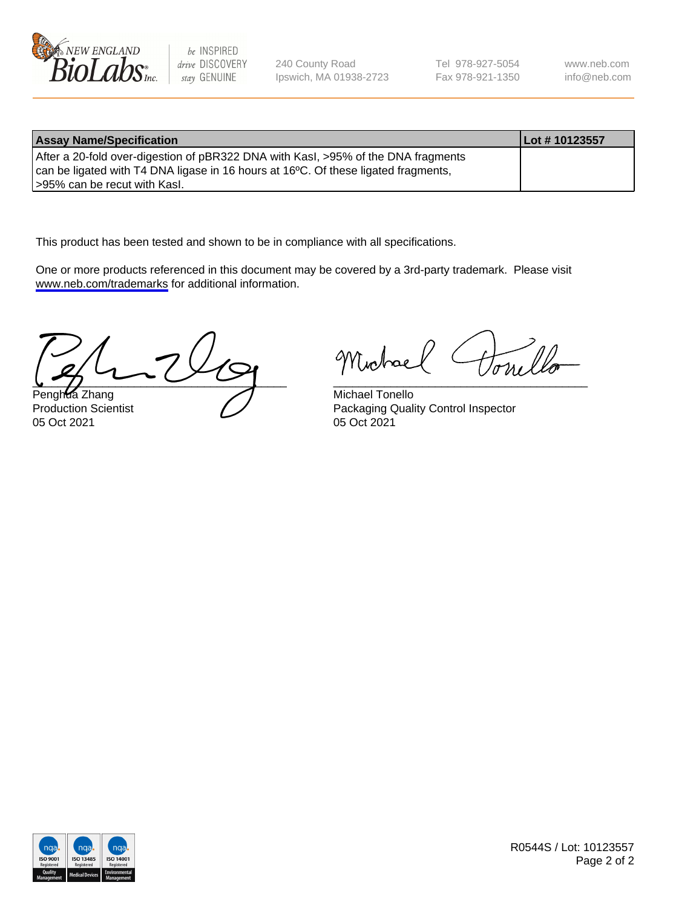| Assay Name/Specification | Lot # 10123557 |
|---|---|
| After a 20-fold over-digestion of pBR322 DNA with KasI, >95% of the DNA fragments can be ligated with T4 DNA ligase in 16 hours at 16ºC. Of these ligated fragments, >95% can be recut with KasI. | |

This product has been tested and shown to be in compliance with all specifications.

One or more products referenced in this document may be covered by a 3rd-party trademark. Please visit www.neb.com/trademarks for additional information.

Penghua Zhang
Production Scientist
05 Oct 2021

Michael Tonello
Packaging Quality Control Inspector
05 Oct 2021

R0544S / Lot: 10123557